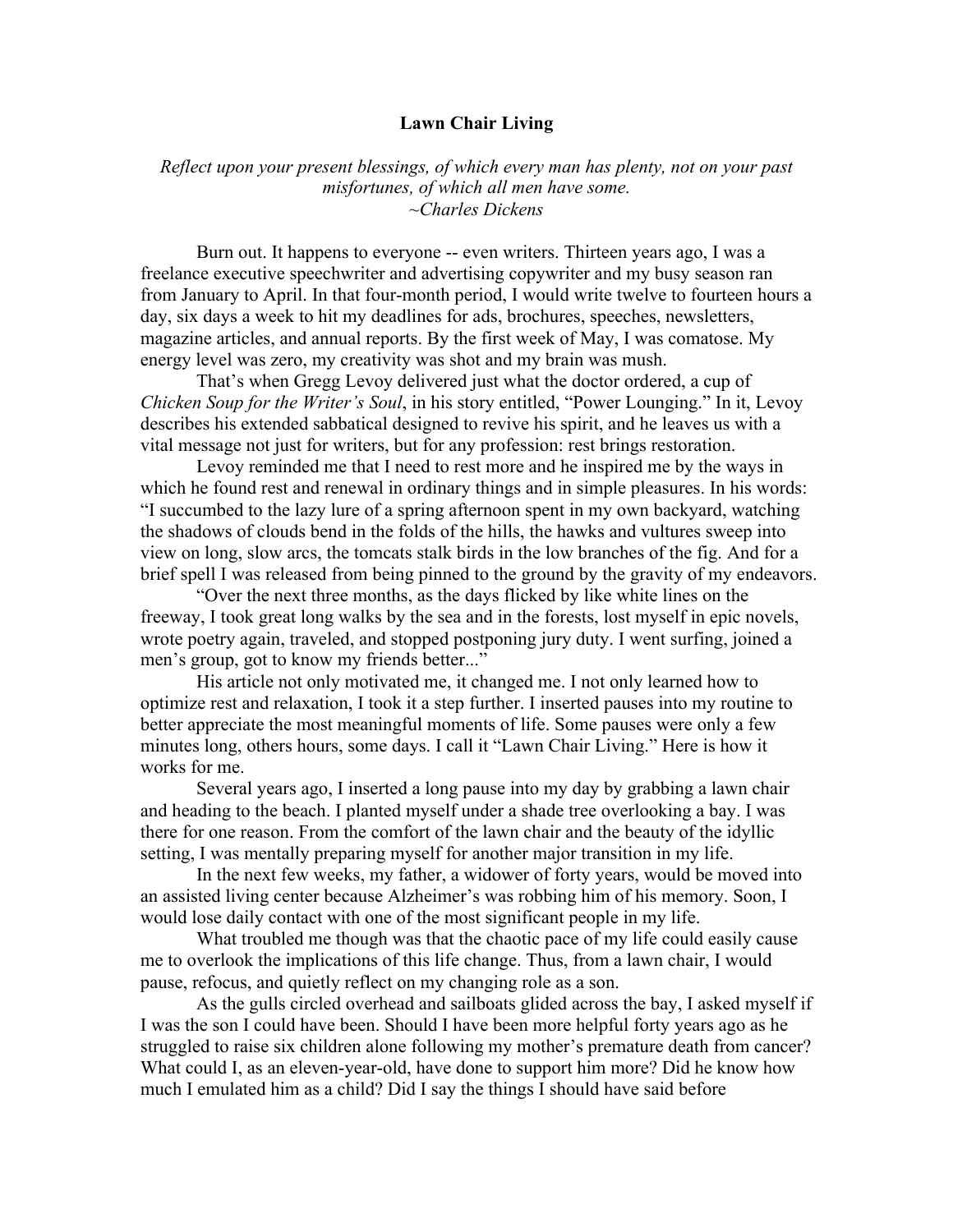# Lawn Chair Living

*Reflect upon your present blessings, of which every man has plenty, not on your past misfortunes, of which all men have some.*
*~Charles Dickens*

Burn out. It happens to everyone -- even writers. Thirteen years ago, I was a freelance executive speechwriter and advertising copywriter and my busy season ran from January to April. In that four-month period, I would write twelve to fourteen hours a day, six days a week to hit my deadlines for ads, brochures, speeches, newsletters, magazine articles, and annual reports. By the first week of May, I was comatose. My energy level was zero, my creativity was shot and my brain was mush.

That's when Gregg Levoy delivered just what the doctor ordered, a cup of *Chicken Soup for the Writer's Soul*, in his story entitled, "Power Lounging." In it, Levoy describes his extended sabbatical designed to revive his spirit, and he leaves us with a vital message not just for writers, but for any profession: rest brings restoration.

Levoy reminded me that I need to rest more and he inspired me by the ways in which he found rest and renewal in ordinary things and in simple pleasures. In his words: "I succumbed to the lazy lure of a spring afternoon spent in my own backyard, watching the shadows of clouds bend in the folds of the hills, the hawks and vultures sweep into view on long, slow arcs, the tomcats stalk birds in the low branches of the fig. And for a brief spell I was released from being pinned to the ground by the gravity of my endeavors.

"Over the next three months, as the days flicked by like white lines on the freeway, I took great long walks by the sea and in the forests, lost myself in epic novels, wrote poetry again, traveled, and stopped postponing jury duty. I went surfing, joined a men's group, got to know my friends better..."

His article not only motivated me, it changed me. I not only learned how to optimize rest and relaxation, I took it a step further. I inserted pauses into my routine to better appreciate the most meaningful moments of life. Some pauses were only a few minutes long, others hours, some days. I call it "Lawn Chair Living." Here is how it works for me.

Several years ago, I inserted a long pause into my day by grabbing a lawn chair and heading to the beach. I planted myself under a shade tree overlooking a bay. I was there for one reason. From the comfort of the lawn chair and the beauty of the idyllic setting, I was mentally preparing myself for another major transition in my life.

In the next few weeks, my father, a widower of forty years, would be moved into an assisted living center because Alzheimer's was robbing him of his memory. Soon, I would lose daily contact with one of the most significant people in my life.

What troubled me though was that the chaotic pace of my life could easily cause me to overlook the implications of this life change. Thus, from a lawn chair, I would pause, refocus, and quietly reflect on my changing role as a son.

As the gulls circled overhead and sailboats glided across the bay, I asked myself if I was the son I could have been. Should I have been more helpful forty years ago as he struggled to raise six children alone following my mother's premature death from cancer? What could I, as an eleven-year-old, have done to support him more? Did he know how much I emulated him as a child? Did I say the things I should have said before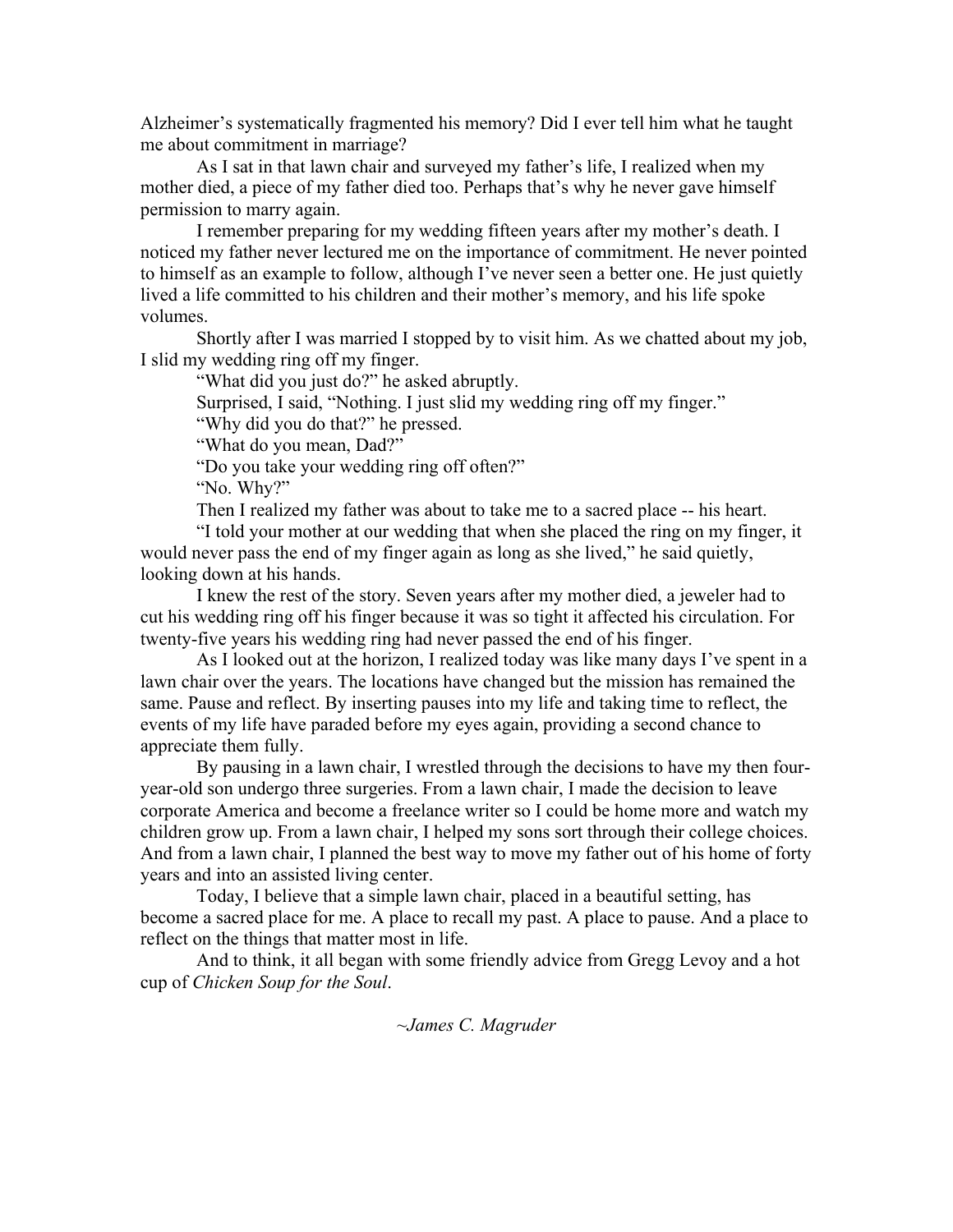Alzheimer's systematically fragmented his memory? Did I ever tell him what he taught me about commitment in marriage?

As I sat in that lawn chair and surveyed my father's life, I realized when my mother died, a piece of my father died too. Perhaps that's why he never gave himself permission to marry again.

I remember preparing for my wedding fifteen years after my mother's death. I noticed my father never lectured me on the importance of commitment. He never pointed to himself as an example to follow, although I've never seen a better one. He just quietly lived a life committed to his children and their mother's memory, and his life spoke volumes.

Shortly after I was married I stopped by to visit him. As we chatted about my job, I slid my wedding ring off my finger.

"What did you just do?" he asked abruptly.

Surprised, I said, "Nothing. I just slid my wedding ring off my finger."

"Why did you do that?" he pressed.

"What do you mean, Dad?"

"Do you take your wedding ring off often?"

"No. Why?"

Then I realized my father was about to take me to a sacred place -- his heart.

"I told your mother at our wedding that when she placed the ring on my finger, it would never pass the end of my finger again as long as she lived," he said quietly, looking down at his hands.

I knew the rest of the story. Seven years after my mother died, a jeweler had to cut his wedding ring off his finger because it was so tight it affected his circulation. For twenty-five years his wedding ring had never passed the end of his finger.

As I looked out at the horizon, I realized today was like many days I've spent in a lawn chair over the years. The locations have changed but the mission has remained the same. Pause and reflect. By inserting pauses into my life and taking time to reflect, the events of my life have paraded before my eyes again, providing a second chance to appreciate them fully.

By pausing in a lawn chair, I wrestled through the decisions to have my then four-year-old son undergo three surgeries. From a lawn chair, I made the decision to leave corporate America and become a freelance writer so I could be home more and watch my children grow up. From a lawn chair, I helped my sons sort through their college choices. And from a lawn chair, I planned the best way to move my father out of his home of forty years and into an assisted living center.

Today, I believe that a simple lawn chair, placed in a beautiful setting, has become a sacred place for me. A place to recall my past. A place to pause. And a place to reflect on the things that matter most in life.

And to think, it all began with some friendly advice from Gregg Levoy and a hot cup of *Chicken Soup for the Soul*.

*~James C. Magruder*